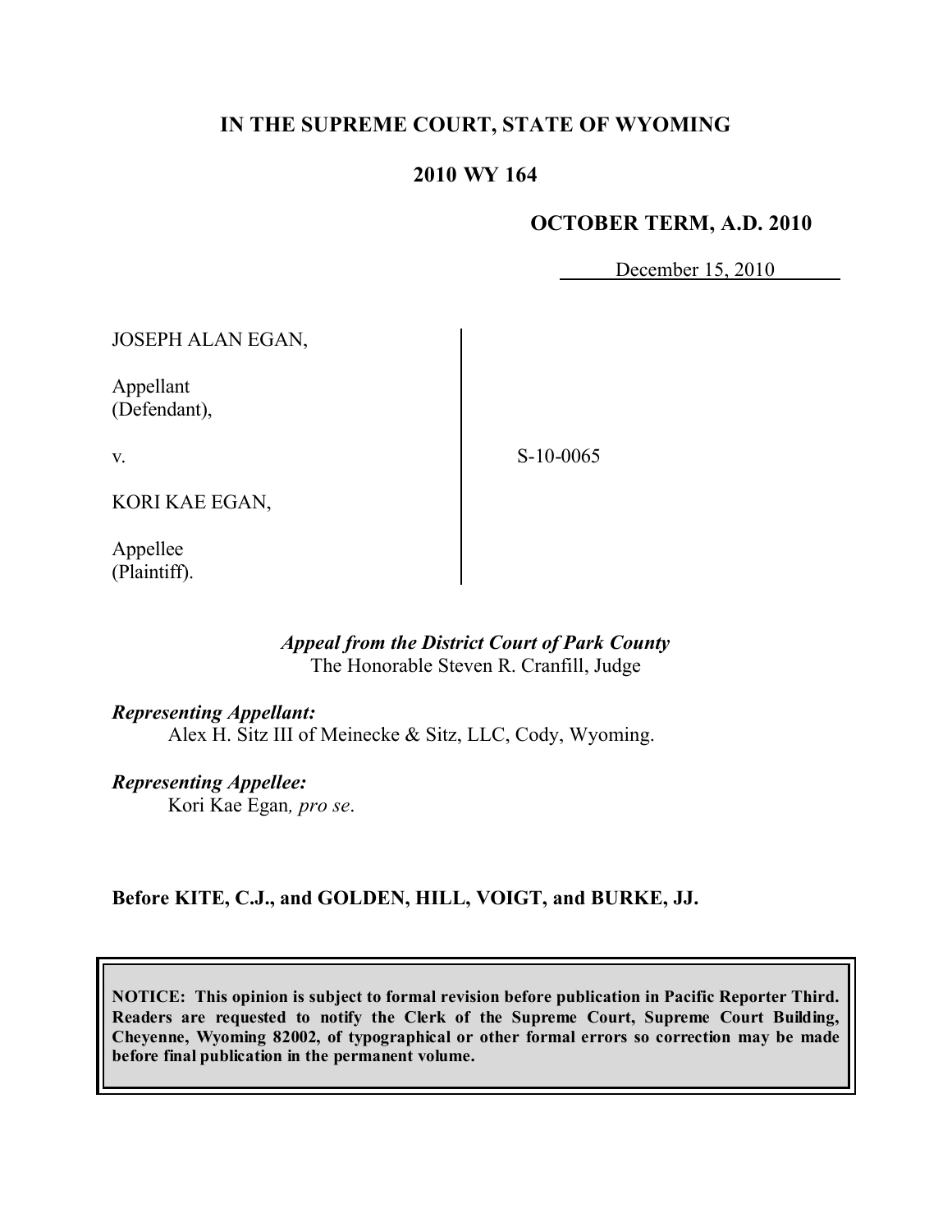# IN THE SUPREME COURT, STATE OF WYOMING

## 2010 WY 164

**OCTOBER TERM, A.D. 2010**

December 15, 2010

JOSEPH ALAN EGAN,

Appellant
(Defendant),

v.

KORI KAE EGAN,

Appellee
(Plaintiff).

S-10-0065

*Appeal from the District Court of Park County*
The Honorable Steven R. Cranfill, Judge

***Representing Appellant:***
Alex H. Sitz III of Meinecke & Sitz, LLC, Cody, Wyoming.

***Representing Appellee:***
Kori Kae Egan*, pro se*.

**Before KITE, C.J., and GOLDEN, HILL, VOIGT, and BURKE, JJ.**

**NOTICE: This opinion is subject to formal revision before publication in Pacific Reporter Third. Readers are requested to notify the Clerk of the Supreme Court, Supreme Court Building, Cheyenne, Wyoming 82002, of typographical or other formal errors so correction may be made before final publication in the permanent volume.**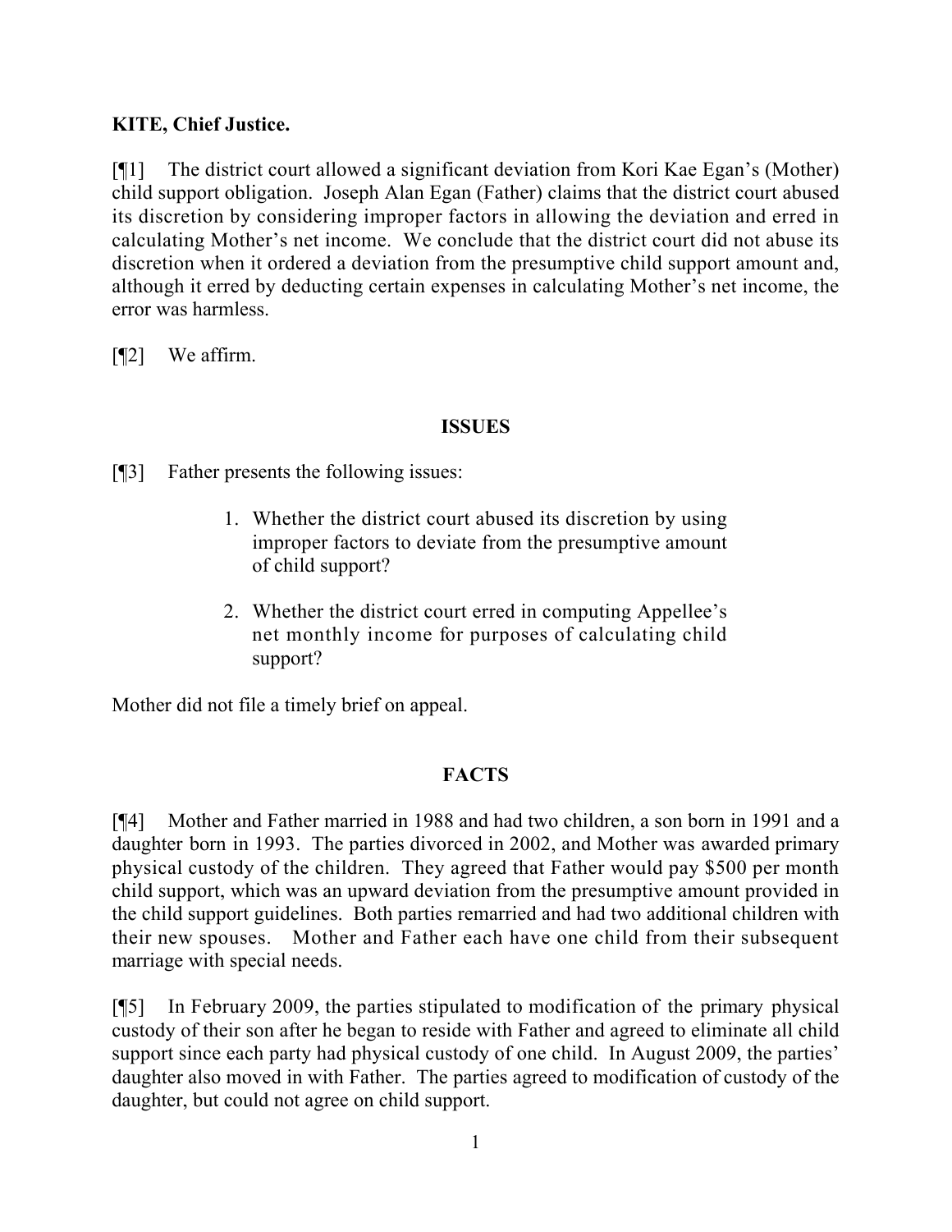**KITE, Chief Justice.**

[¶1] The district court allowed a significant deviation from Kori Kae Egan's (Mother) child support obligation. Joseph Alan Egan (Father) claims that the district court abused its discretion by considering improper factors in allowing the deviation and erred in calculating Mother's net income. We conclude that the district court did not abuse its discretion when it ordered a deviation from the presumptive child support amount and, although it erred by deducting certain expenses in calculating Mother's net income, the error was harmless.

[¶2] We affirm.

## ISSUES

[¶3] Father presents the following issues:

> 1. Whether the district court abused its discretion by using improper factors to deviate from the presumptive amount of child support?
>
> 2. Whether the district court erred in computing Appellee's net monthly income for purposes of calculating child support?

Mother did not file a timely brief on appeal.

## FACTS

[¶4] Mother and Father married in 1988 and had two children, a son born in 1991 and a daughter born in 1993. The parties divorced in 2002, and Mother was awarded primary physical custody of the children. They agreed that Father would pay $500 per month child support, which was an upward deviation from the presumptive amount provided in the child support guidelines. Both parties remarried and had two additional children with their new spouses. Mother and Father each have one child from their subsequent marriage with special needs.

[¶5] In February 2009, the parties stipulated to modification of the primary physical custody of their son after he began to reside with Father and agreed to eliminate all child support since each party had physical custody of one child. In August 2009, the parties' daughter also moved in with Father. The parties agreed to modification of custody of the daughter, but could not agree on child support.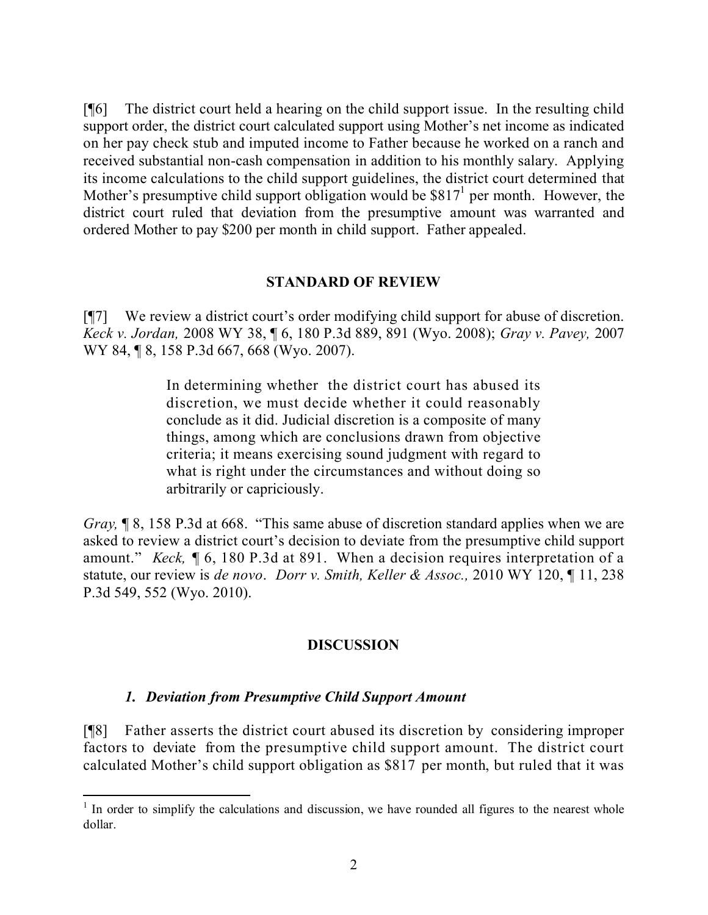[¶6] The district court held a hearing on the child support issue. In the resulting child support order, the district court calculated support using Mother's net income as indicated on her pay check stub and imputed income to Father because he worked on a ranch and received substantial non-cash compensation in addition to his monthly salary. Applying its income calculations to the child support guidelines, the district court determined that Mother's presumptive child support obligation would be $817[1] per month. However, the district court ruled that deviation from the presumptive amount was warranted and ordered Mother to pay $200 per month in child support. Father appealed.

## STANDARD OF REVIEW

[¶7] We review a district court's order modifying child support for abuse of discretion. *Keck v. Jordan,* 2008 WY 38, ¶ 6, 180 P.3d 889, 891 (Wyo. 2008); *Gray v. Pavey,* 2007 WY 84, ¶ 8, 158 P.3d 667, 668 (Wyo. 2007).

> In determining whether the district court has abused its discretion, we must decide whether it could reasonably conclude as it did. Judicial discretion is a composite of many things, among which are conclusions drawn from objective criteria; it means exercising sound judgment with regard to what is right under the circumstances and without doing so arbitrarily or capriciously.

*Gray,* ¶ 8, 158 P.3d at 668. "This same abuse of discretion standard applies when we are asked to review a district court's decision to deviate from the presumptive child support amount." *Keck,* ¶ 6, 180 P.3d at 891. When a decision requires interpretation of a statute, our review is *de novo*. *Dorr v. Smith, Keller & Assoc.,* 2010 WY 120, ¶ 11, 238 P.3d 549, 552 (Wyo. 2010).

## DISCUSSION

### *1. Deviation from Presumptive Child Support Amount*

[¶8] Father asserts the district court abused its discretion by considering improper factors to deviate from the presumptive child support amount. The district court calculated Mother's child support obligation as $817 per month, but ruled that it was

---

[1] In order to simplify the calculations and discussion, we have rounded all figures to the nearest whole dollar.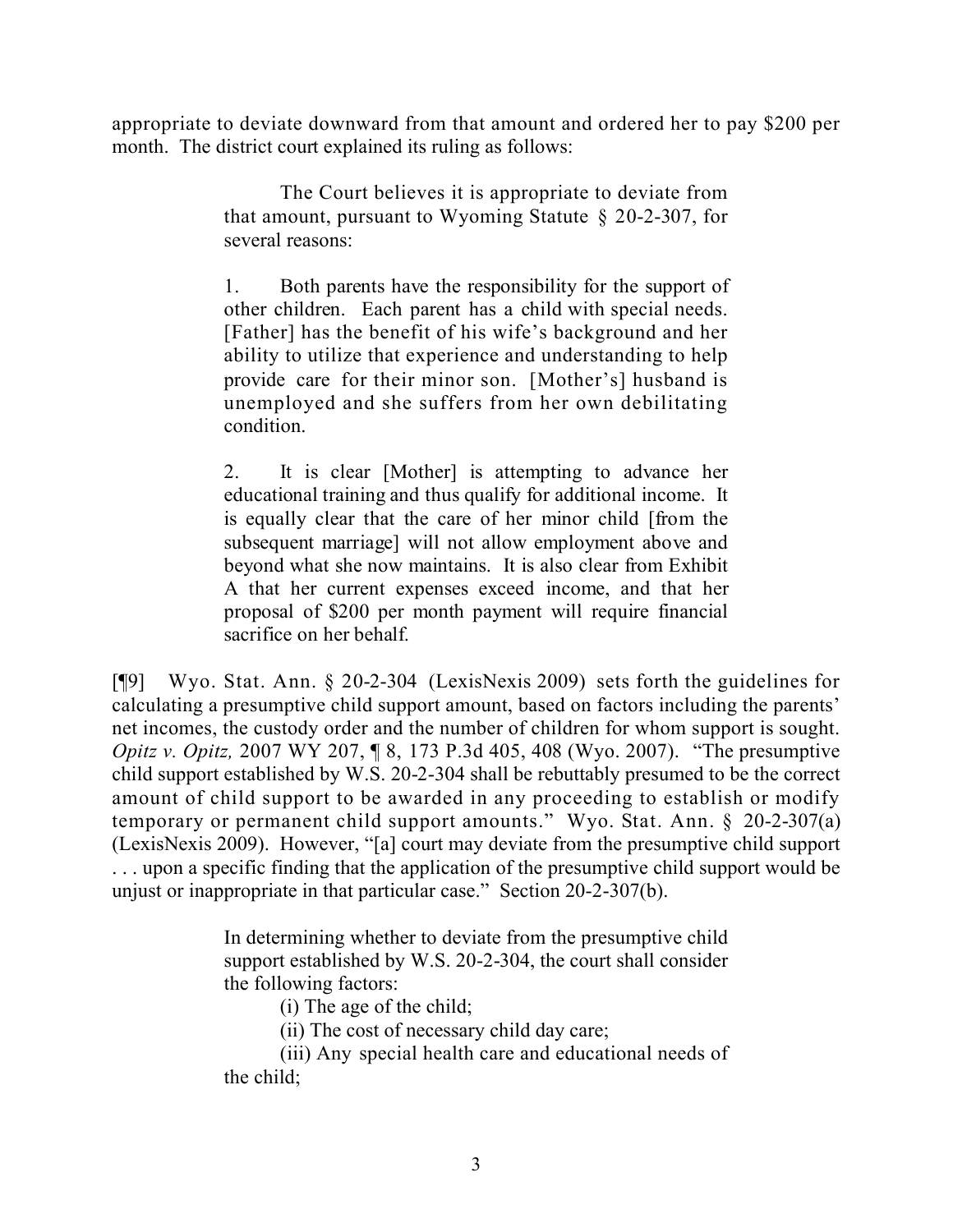appropriate to deviate downward from that amount and ordered her to pay $200 per month. The district court explained its ruling as follows:

> The Court believes it is appropriate to deviate from that amount, pursuant to Wyoming Statute § 20-2-307, for several reasons:
>
> 1. Both parents have the responsibility for the support of other children. Each parent has a child with special needs. [Father] has the benefit of his wife's background and her ability to utilize that experience and understanding to help provide care for their minor son. [Mother's] husband is unemployed and she suffers from her own debilitating condition.
>
> 2. It is clear [Mother] is attempting to advance her educational training and thus qualify for additional income. It is equally clear that the care of her minor child [from the subsequent marriage] will not allow employment above and beyond what she now maintains. It is also clear from Exhibit A that her current expenses exceed income, and that her proposal of $200 per month payment will require financial sacrifice on her behalf.

[¶9] Wyo. Stat. Ann. § 20-2-304 (LexisNexis 2009) sets forth the guidelines for calculating a presumptive child support amount, based on factors including the parents' net incomes, the custody order and the number of children for whom support is sought. *Opitz v. Opitz,* 2007 WY 207, ¶ 8, 173 P.3d 405, 408 (Wyo. 2007). "The presumptive child support established by W.S. 20-2-304 shall be rebuttably presumed to be the correct amount of child support to be awarded in any proceeding to establish or modify temporary or permanent child support amounts." Wyo. Stat. Ann. § 20-2-307(a) (LexisNexis 2009). However, "[a] court may deviate from the presumptive child support . . . upon a specific finding that the application of the presumptive child support would be unjust or inappropriate in that particular case." Section 20-2-307(b).

> In determining whether to deviate from the presumptive child support established by W.S. 20-2-304, the court shall consider the following factors:
>
> (i) The age of the child;
>
> (ii) The cost of necessary child day care;
>
> (iii) Any special health care and educational needs of the child;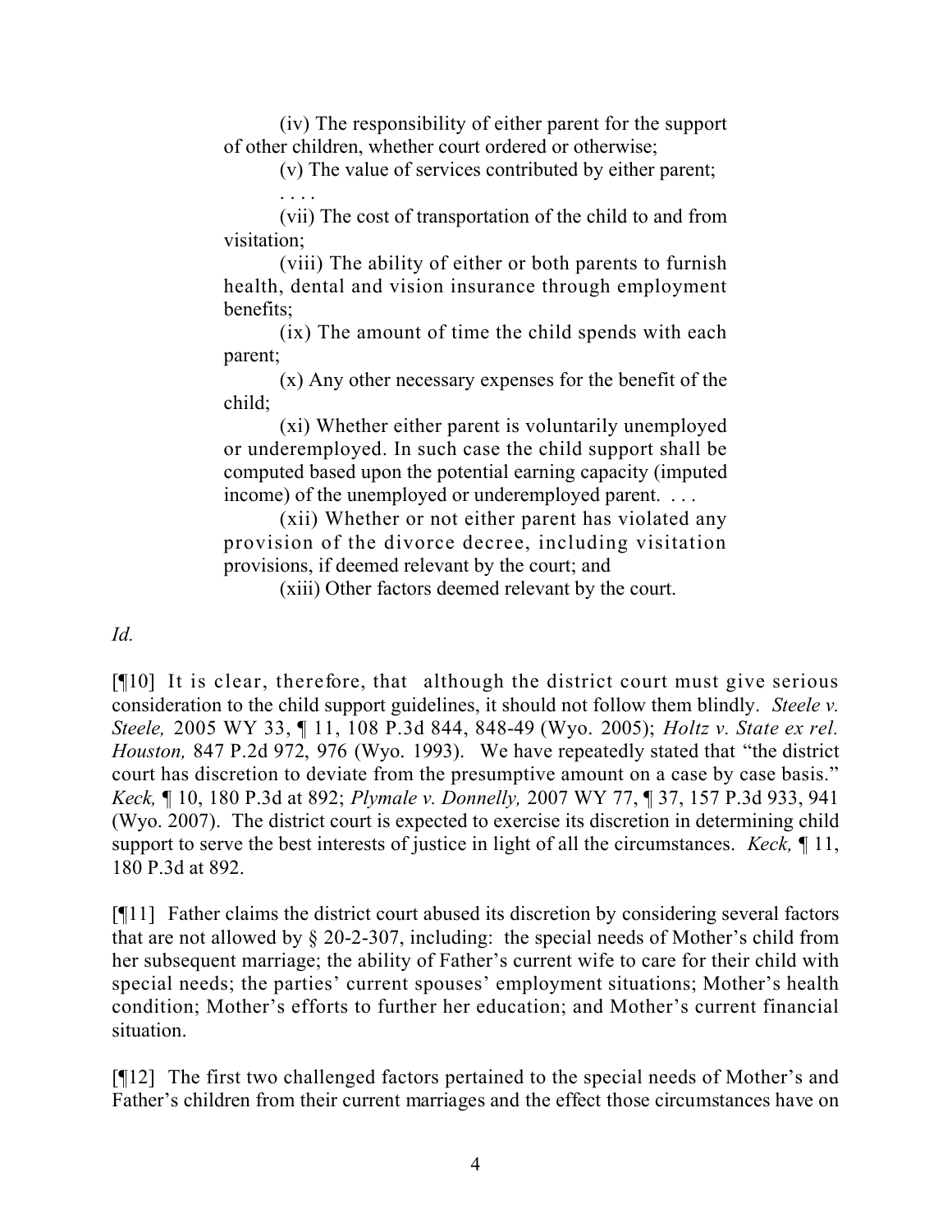(iv) The responsibility of either parent for the support of other children, whether court ordered or otherwise;

(v) The value of services contributed by either parent;

. . . .

(vii) The cost of transportation of the child to and from visitation;

(viii) The ability of either or both parents to furnish health, dental and vision insurance through employment benefits;

(ix) The amount of time the child spends with each parent;

(x) Any other necessary expenses for the benefit of the child;

(xi) Whether either parent is voluntarily unemployed or underemployed. In such case the child support shall be computed based upon the potential earning capacity (imputed income) of the unemployed or underemployed parent. . . .

(xii) Whether or not either parent has violated any provision of the divorce decree, including visitation provisions, if deemed relevant by the court; and

(xiii) Other factors deemed relevant by the court.

*Id.*

[¶10] It is clear, therefore, that although the district court must give serious consideration to the child support guidelines, it should not follow them blindly. *Steele v. Steele,* 2005 WY 33, ¶ 11, 108 P.3d 844, 848-49 (Wyo. 2005); *Holtz v. State ex rel. Houston,* 847 P.2d 972, 976 (Wyo. 1993). We have repeatedly stated that "the district court has discretion to deviate from the presumptive amount on a case by case basis." *Keck,* ¶ 10, 180 P.3d at 892; *Plymale v. Donnelly,* 2007 WY 77, ¶ 37, 157 P.3d 933, 941 (Wyo. 2007). The district court is expected to exercise its discretion in determining child support to serve the best interests of justice in light of all the circumstances. *Keck,* ¶ 11, 180 P.3d at 892.

[¶11] Father claims the district court abused its discretion by considering several factors that are not allowed by § 20-2-307, including: the special needs of Mother's child from her subsequent marriage; the ability of Father's current wife to care for their child with special needs; the parties' current spouses' employment situations; Mother's health condition; Mother's efforts to further her education; and Mother's current financial situation.

[¶12] The first two challenged factors pertained to the special needs of Mother's and Father's children from their current marriages and the effect those circumstances have on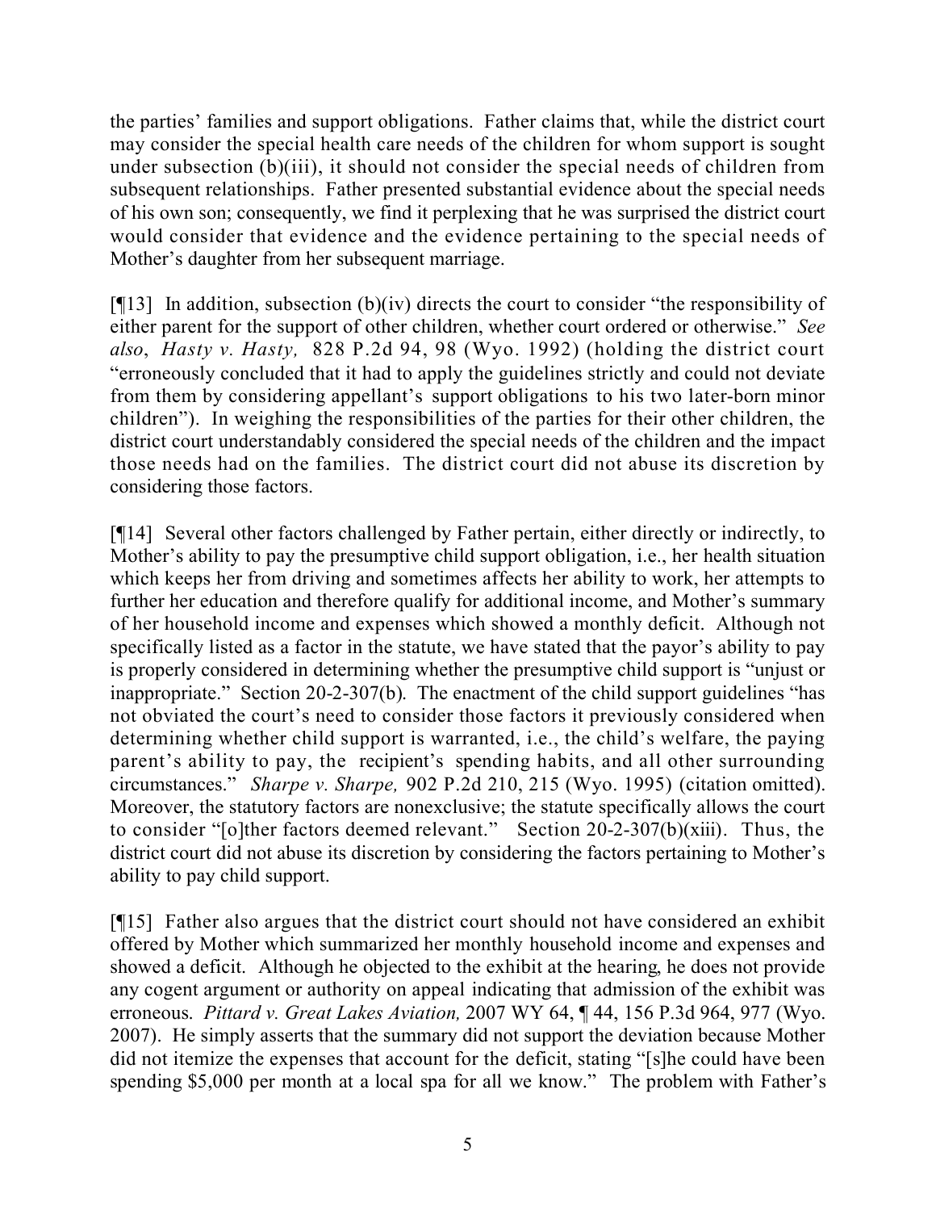the parties' families and support obligations. Father claims that, while the district court may consider the special health care needs of the children for whom support is sought under subsection (b)(iii), it should not consider the special needs of children from subsequent relationships. Father presented substantial evidence about the special needs of his own son; consequently, we find it perplexing that he was surprised the district court would consider that evidence and the evidence pertaining to the special needs of Mother's daughter from her subsequent marriage.

[¶13] In addition, subsection (b)(iv) directs the court to consider "the responsibility of either parent for the support of other children, whether court ordered or otherwise." *See also*, *Hasty v. Hasty,* 828 P.2d 94, 98 (Wyo. 1992) (holding the district court "erroneously concluded that it had to apply the guidelines strictly and could not deviate from them by considering appellant's support obligations to his two later-born minor children"). In weighing the responsibilities of the parties for their other children, the district court understandably considered the special needs of the children and the impact those needs had on the families. The district court did not abuse its discretion by considering those factors.

[¶14] Several other factors challenged by Father pertain, either directly or indirectly, to Mother's ability to pay the presumptive child support obligation, i.e., her health situation which keeps her from driving and sometimes affects her ability to work, her attempts to further her education and therefore qualify for additional income, and Mother's summary of her household income and expenses which showed a monthly deficit. Although not specifically listed as a factor in the statute, we have stated that the payor's ability to pay is properly considered in determining whether the presumptive child support is "unjust or inappropriate." Section 20-2-307(b). The enactment of the child support guidelines "has not obviated the court's need to consider those factors it previously considered when determining whether child support is warranted, i.e., the child's welfare, the paying parent's ability to pay, the recipient's spending habits, and all other surrounding circumstances." *Sharpe v. Sharpe,* 902 P.2d 210, 215 (Wyo. 1995) (citation omitted). Moreover, the statutory factors are nonexclusive; the statute specifically allows the court to consider "[o]ther factors deemed relevant." Section 20-2-307(b)(xiii). Thus, the district court did not abuse its discretion by considering the factors pertaining to Mother's ability to pay child support.

[¶15] Father also argues that the district court should not have considered an exhibit offered by Mother which summarized her monthly household income and expenses and showed a deficit. Although he objected to the exhibit at the hearing, he does not provide any cogent argument or authority on appeal indicating that admission of the exhibit was erroneous. *Pittard v. Great Lakes Aviation,* 2007 WY 64, ¶ 44, 156 P.3d 964, 977 (Wyo. 2007). He simply asserts that the summary did not support the deviation because Mother did not itemize the expenses that account for the deficit, stating "[s]he could have been spending $5,000 per month at a local spa for all we know." The problem with Father's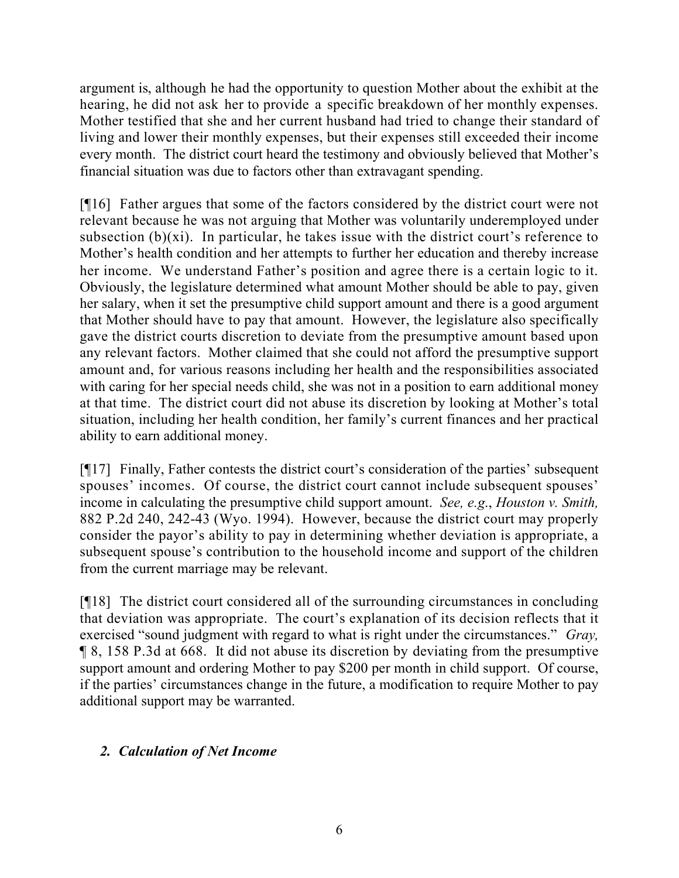argument is, although he had the opportunity to question Mother about the exhibit at the hearing, he did not ask her to provide a specific breakdown of her monthly expenses. Mother testified that she and her current husband had tried to change their standard of living and lower their monthly expenses, but their expenses still exceeded their income every month. The district court heard the testimony and obviously believed that Mother's financial situation was due to factors other than extravagant spending.

[¶16] Father argues that some of the factors considered by the district court were not relevant because he was not arguing that Mother was voluntarily underemployed under subsection (b)(xi). In particular, he takes issue with the district court's reference to Mother's health condition and her attempts to further her education and thereby increase her income. We understand Father's position and agree there is a certain logic to it. Obviously, the legislature determined what amount Mother should be able to pay, given her salary, when it set the presumptive child support amount and there is a good argument that Mother should have to pay that amount. However, the legislature also specifically gave the district courts discretion to deviate from the presumptive amount based upon any relevant factors. Mother claimed that she could not afford the presumptive support amount and, for various reasons including her health and the responsibilities associated with caring for her special needs child, she was not in a position to earn additional money at that time. The district court did not abuse its discretion by looking at Mother's total situation, including her health condition, her family's current finances and her practical ability to earn additional money.

[¶17] Finally, Father contests the district court's consideration of the parties' subsequent spouses' incomes. Of course, the district court cannot include subsequent spouses' income in calculating the presumptive child support amount. *See, e.g.*, *Houston v. Smith,* 882 P.2d 240, 242-43 (Wyo. 1994). However, because the district court may properly consider the payor's ability to pay in determining whether deviation is appropriate, a subsequent spouse's contribution to the household income and support of the children from the current marriage may be relevant.

[¶18] The district court considered all of the surrounding circumstances in concluding that deviation was appropriate. The court's explanation of its decision reflects that it exercised "sound judgment with regard to what is right under the circumstances." *Gray,* ¶ 8, 158 P.3d at 668. It did not abuse its discretion by deviating from the presumptive support amount and ordering Mother to pay $200 per month in child support. Of course, if the parties' circumstances change in the future, a modification to require Mother to pay additional support may be warranted.

### *2. Calculation of Net Income*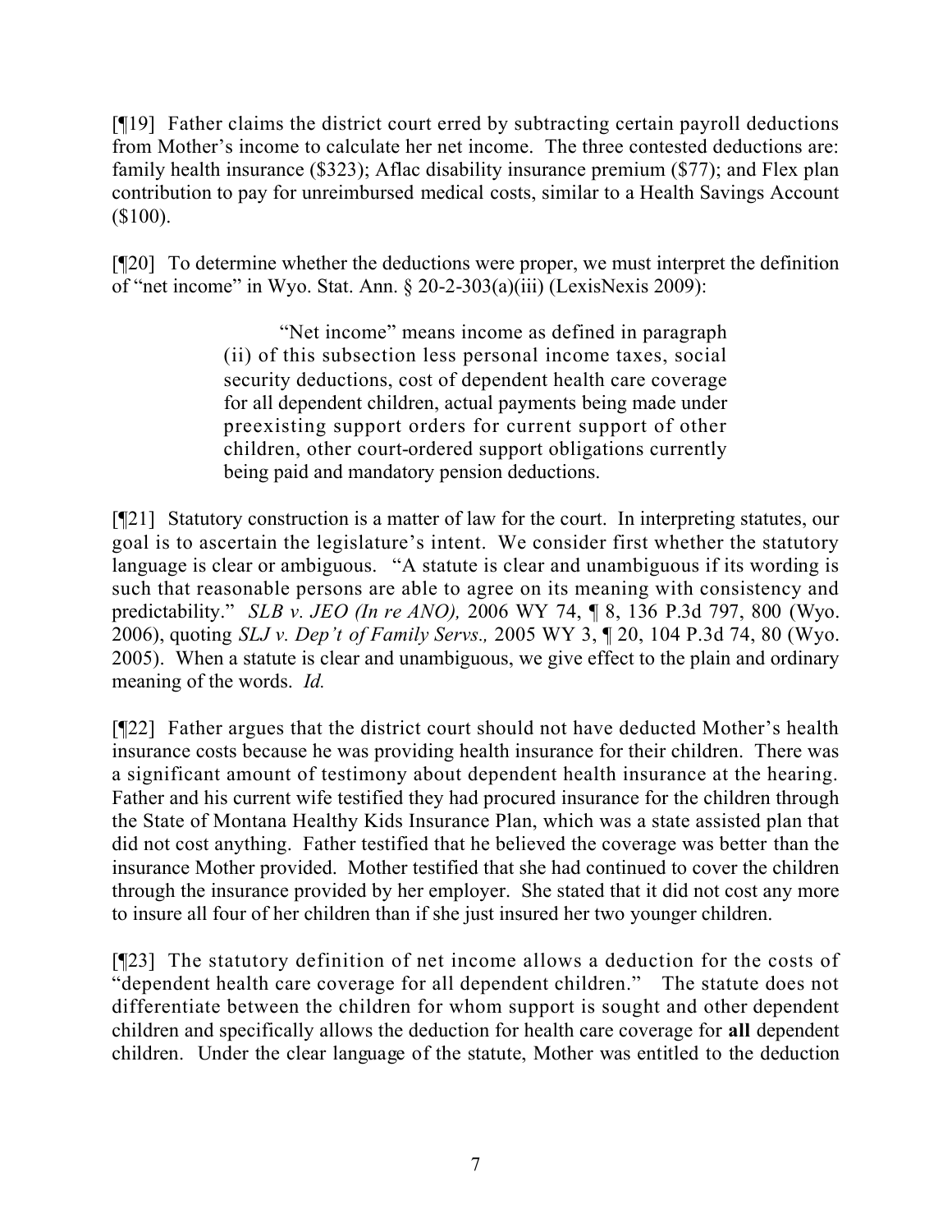[¶19] Father claims the district court erred by subtracting certain payroll deductions from Mother's income to calculate her net income. The three contested deductions are: family health insurance ($323); Aflac disability insurance premium ($77); and Flex plan contribution to pay for unreimbursed medical costs, similar to a Health Savings Account ($100).

[¶20] To determine whether the deductions were proper, we must interpret the definition of "net income" in Wyo. Stat. Ann. § 20-2-303(a)(iii) (LexisNexis 2009):

> "Net income" means income as defined in paragraph (ii) of this subsection less personal income taxes, social security deductions, cost of dependent health care coverage for all dependent children, actual payments being made under preexisting support orders for current support of other children, other court-ordered support obligations currently being paid and mandatory pension deductions.

[¶21] Statutory construction is a matter of law for the court. In interpreting statutes, our goal is to ascertain the legislature's intent. We consider first whether the statutory language is clear or ambiguous. "A statute is clear and unambiguous if its wording is such that reasonable persons are able to agree on its meaning with consistency and predictability." *SLB v. JEO (In re ANO),* 2006 WY 74, ¶ 8, 136 P.3d 797, 800 (Wyo. 2006), quoting *SLJ v. Dep't of Family Servs.,* 2005 WY 3, ¶ 20, 104 P.3d 74, 80 (Wyo. 2005). When a statute is clear and unambiguous, we give effect to the plain and ordinary meaning of the words. *Id.*

[¶22] Father argues that the district court should not have deducted Mother's health insurance costs because he was providing health insurance for their children. There was a significant amount of testimony about dependent health insurance at the hearing. Father and his current wife testified they had procured insurance for the children through the State of Montana Healthy Kids Insurance Plan, which was a state assisted plan that did not cost anything. Father testified that he believed the coverage was better than the insurance Mother provided. Mother testified that she had continued to cover the children through the insurance provided by her employer. She stated that it did not cost any more to insure all four of her children than if she just insured her two younger children.

[¶23] The statutory definition of net income allows a deduction for the costs of "dependent health care coverage for all dependent children." The statute does not differentiate between the children for whom support is sought and other dependent children and specifically allows the deduction for health care coverage for **all** dependent children. Under the clear language of the statute, Mother was entitled to the deduction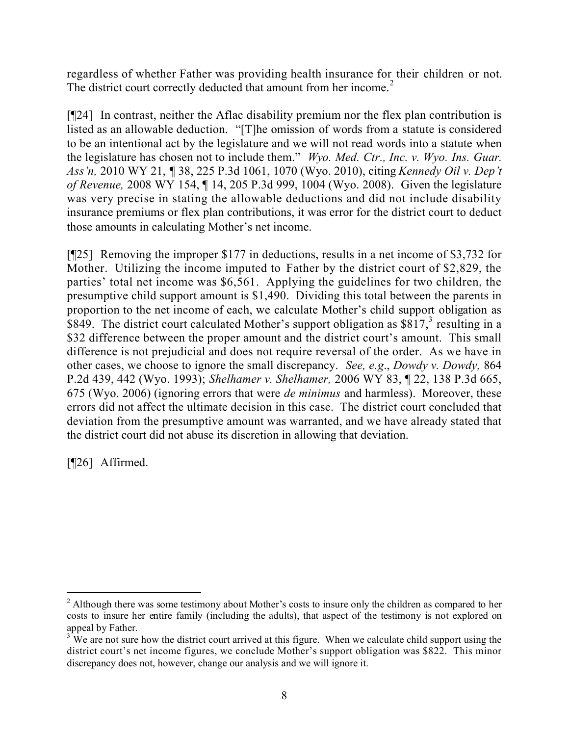regardless of whether Father was providing health insurance for their children or not. The district court correctly deducted that amount from her income.[2]

[¶24] In contrast, neither the Aflac disability premium nor the flex plan contribution is listed as an allowable deduction. "[T]he omission of words from a statute is considered to be an intentional act by the legislature and we will not read words into a statute when the legislature has chosen not to include them." *Wyo. Med. Ctr., Inc. v. Wyo. Ins. Guar. Ass'n,* 2010 WY 21, ¶ 38, 225 P.3d 1061, 1070 (Wyo. 2010), citing *Kennedy Oil v. Dep't of Revenue,* 2008 WY 154, ¶ 14, 205 P.3d 999, 1004 (Wyo. 2008). Given the legislature was very precise in stating the allowable deductions and did not include disability insurance premiums or flex plan contributions, it was error for the district court to deduct those amounts in calculating Mother's net income.

[¶25] Removing the improper $177 in deductions, results in a net income of $3,732 for Mother. Utilizing the income imputed to Father by the district court of $2,829, the parties' total net income was $6,561. Applying the guidelines for two children, the presumptive child support amount is $1,490. Dividing this total between the parents in proportion to the net income of each, we calculate Mother's child support obligation as $849. The district court calculated Mother's support obligation as $817,[3] resulting in a $32 difference between the proper amount and the district court's amount. This small difference is not prejudicial and does not require reversal of the order. As we have in other cases, we choose to ignore the small discrepancy. *See, e.g*., *Dowdy v. Dowdy,* 864 P.2d 439, 442 (Wyo. 1993); *Shelhamer v. Shelhamer,* 2006 WY 83, ¶ 22, 138 P.3d 665, 675 (Wyo. 2006) (ignoring errors that were *de minimus* and harmless). Moreover, these errors did not affect the ultimate decision in this case. The district court concluded that deviation from the presumptive amount was warranted, and we have already stated that the district court did not abuse its discretion in allowing that deviation.

[¶26] Affirmed.

---

[2] Although there was some testimony about Mother's costs to insure only the children as compared to her costs to insure her entire family (including the adults), that aspect of the testimony is not explored on appeal by Father.

[3] We are not sure how the district court arrived at this figure. When we calculate child support using the district court's net income figures, we conclude Mother's support obligation was $822. This minor discrepancy does not, however, change our analysis and we will ignore it.